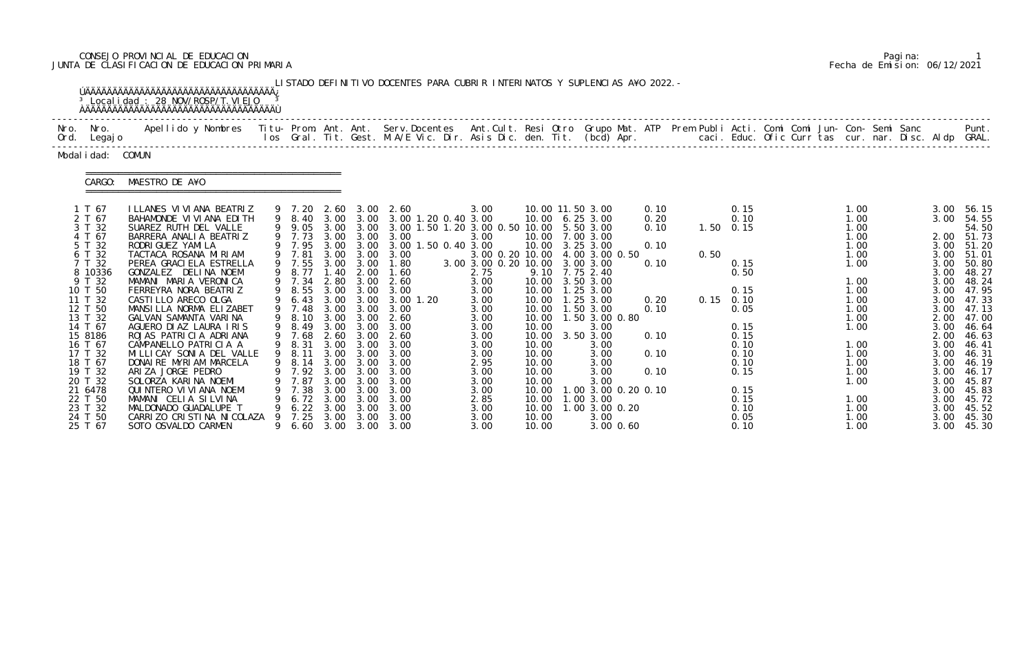CONSEJO PROVINCIAL DE EDUCACION
JUNTA DE CLASIFICACION DE EDUCACION PRIMARIA

Pagina: 1
Fecha de Emision: 06/12/2021

LISTADO DEFINITIVO DOCENTES PARA CUBRIR INTERINATOS Y SUPLENCIAS A¥O 2022.-

Localidad : 28 NOV/ROSP/T.VIEJO

Modalidad: COMUN

CARGO: MAESTRO DE A¥O

| Nro. Ord. | Nro. Legajo | Apellido y Nombres | Titulos | Prom. Gral. | Ant. Tit. | Ant. Gest. | Serv.Docentes M.A/E Vic. Dir. | Ant.Cult. Asis Dic. | Resi den. | Otro Tit. | Grupo Mat. (bcd) | ATP Apr. | Prem | Publi caci. | Acti. Educ. | Comi Ofic | Comi Curr | Jun- tas | Con- cur. | Semi nar. | Sanc Disc. | Aldp | Punt. GRAL. |
|---|---|---|---|---|---|---|---|---|---|---|---|---|---|---|---|---|---|---|---|---|---|---|---|
| 1 | T 67 | ILLANES VIVIANA BEATRIZ | 9 | 7.20 | 2.60 | 3.00 | 2.60 | 3.00 | 10.00 | 11.50 | 3.00 | 0.10 | | | 0.15 | | | | 1.00 | | | 3.00 | 56.15 |
| 2 | T 67 | BAHAMONDE VIVIANA EDITH | 9 | 8.40 | 3.00 | 3.00 | 3.00 1.20 0.40 | 3.00 | 10.00 | 6.25 | 3.00 | 0.20 | | | 0.10 | | | | 1.00 | | | 3.00 | 54.55 |
| 3 | T 32 | SUAREZ RUTH DEL VALLE | 9 | 9.05 | 3.00 | 3.00 | 3.00 1.50 1.20 | 3.00 0.50 | 10.00 | 5.50 | 3.00 | 0.10 | | 1.50 | 0.15 | | | | 1.00 | | | | 54.50 |
| 4 | T 67 | BARRERA ANALIA BEATRIZ | 9 | 7.73 | 3.00 | 3.00 | 3.00 | 3.00 | 10.00 | 7.00 | 3.00 | | | | | | | | 1.00 | | | 2.00 | 51.73 |
| 5 | T 32 | RODRIGUEZ YAMILA | 9 | 7.95 | 3.00 | 3.00 | 3.00 1.50 0.40 | 3.00 | 10.00 | 3.25 | 3.00 | 0.10 | | | | | | | 1.00 | | | 3.00 | 51.20 |
| 6 | T 32 | TACTACA ROSANA MIRIAM | 9 | 7.81 | 3.00 | 3.00 | 3.00 | 3.00 0.20 | 10.00 | 4.00 | 3.00 0.50 | | | 0.50 | | | | | 1.00 | | | 3.00 | 51.01 |
| 7 | T 32 | PEREA GRACIELA ESTRELLA | 9 | 7.55 | 3.00 | 3.00 | 1.80 | 3.00 3.00 0.20 | 10.00 | 3.00 | 3.00 | 0.10 | | | 0.15 | | | | 1.00 | | | 3.00 | 50.80 |
| 8 | 10336 | GONZALEZ DELINA NOEM | 9 | 8.77 | 1.40 | 2.00 | 1.60 | 2.75 | 9.10 | 7.75 | 2.40 | | | | 0.50 | | | | | | | 3.00 | 48.27 |
| 9 | T 32 | MAMANI MARIA VERONICA | 9 | 7.34 | 2.80 | 3.00 | 2.60 | 3.00 | 10.00 | 3.50 | 3.00 | | | | | | | | 1.00 | | | 3.00 | 48.24 |
| 10 | T 50 | FERREYRA NORA BEATRIZ | 9 | 8.55 | 3.00 | 3.00 | 3.00 | 3.00 | 10.00 | 1.25 | 3.00 | | | | 0.15 | | | | 1.00 | | | 3.00 | 47.95 |
| 11 | T 32 | CASTILLO ARECO OLGA | 9 | 6.43 | 3.00 | 3.00 | 3.00 1.20 | 3.00 | 10.00 | 1.25 | 3.00 | 0.20 | | 0.15 | 0.10 | | | | 1.00 | | | 3.00 | 47.33 |
| 12 | T 50 | MANSILLA NORMA ELIZABET | 9 | 7.48 | 3.00 | 3.00 | 3.00 | 3.00 | 10.00 | 1.50 | 3.00 | 0.10 | | | 0.05 | | | | 1.00 | | | 3.00 | 47.13 |
| 13 | T 32 | GALVAN SAMANTA VARINA | 9 | 8.10 | 3.00 | 3.00 | 2.60 | 3.00 | 10.00 | 1.50 | 3.00 0.80 | | | | | | | | 1.00 | | | 2.00 | 47.00 |
| 14 | T 67 | AGUERO DIAZ LAURA IRIS | 9 | 8.49 | 3.00 | 3.00 | 3.00 | 3.00 | 10.00 | | 3.00 | | | | 0.15 | | | | 1.00 | | | 3.00 | 46.64 |
| 15 | 8186 | ROJAS PATRICIA ADRIANA | 9 | 7.68 | 2.60 | 3.00 | 2.60 | 3.00 | 10.00 | 3.50 | 3.00 | 0.10 | | | 0.15 | | | | | | | 2.00 | 46.63 |
| 16 | T 67 | CAMPANELLO PATRICIA A | 9 | 8.31 | 3.00 | 3.00 | 3.00 | 3.00 | 10.00 | | 3.00 | | | | 0.10 | | | | 1.00 | | | 3.00 | 46.41 |
| 17 | T 32 | MILLICAY SONIA DEL VALLE | 9 | 8.11 | 3.00 | 3.00 | 3.00 | 3.00 | 10.00 | | 3.00 | 0.10 | | | 0.10 | | | | 1.00 | | | 3.00 | 46.31 |
| 18 | T 67 | DONAIRE MYRIAM MARCELA | 9 | 8.14 | 3.00 | 3.00 | 3.00 | 2.95 | 10.00 | | 3.00 | | | | 0.10 | | | | 1.00 | | | 3.00 | 46.19 |
| 19 | T 32 | ARIZA JORGE PEDRO | 9 | 7.92 | 3.00 | 3.00 | 3.00 | 3.00 | 10.00 | | 3.00 | 0.10 | | | 0.15 | | | | 1.00 | | | 3.00 | 46.17 |
| 20 | T 32 | SOLORZA KARINA NOEMI | 9 | 7.87 | 3.00 | 3.00 | 3.00 | 3.00 | 10.00 | | 3.00 | | | | | | | | 1.00 | | | 3.00 | 45.87 |
| 21 | 6478 | QUINTERO VIVIANA NOEMI | 9 | 7.38 | 3.00 | 3.00 | 3.00 | 3.00 | 10.00 | 1.00 | 3.00 0.20 | 0.10 | | | 0.15 | | | | | | | 3.00 | 45.83 |
| 22 | T 50 | MAMANI CELIA SILVINA | 9 | 6.72 | 3.00 | 3.00 | 3.00 | 2.85 | 10.00 | 1.00 | 3.00 | | | | 0.15 | | | | 1.00 | | | 3.00 | 45.72 |
| 23 | T 32 | MALDONADO GUADALUPE T | 9 | 6.22 | 3.00 | 3.00 | 3.00 | 3.00 | 10.00 | 1.00 | 3.00 0.20 | | | | 0.10 | | | | 1.00 | | | 3.00 | 45.52 |
| 24 | T 50 | CARRIZO CRISTINA NICOLAZA | 9 | 7.25 | 3.00 | 3.00 | 3.00 | 3.00 | 10.00 | | 3.00 | | | | 0.05 | | | | 1.00 | | | 3.00 | 45.30 |
| 25 | T 67 | SOTO OSVALDO CARMEN | 9 | 6.60 | 3.00 | 3.00 | 3.00 | 3.00 | 10.00 | | 3.00 0.60 | | | | 0.10 | | | | 1.00 | | | 3.00 | 45.30 |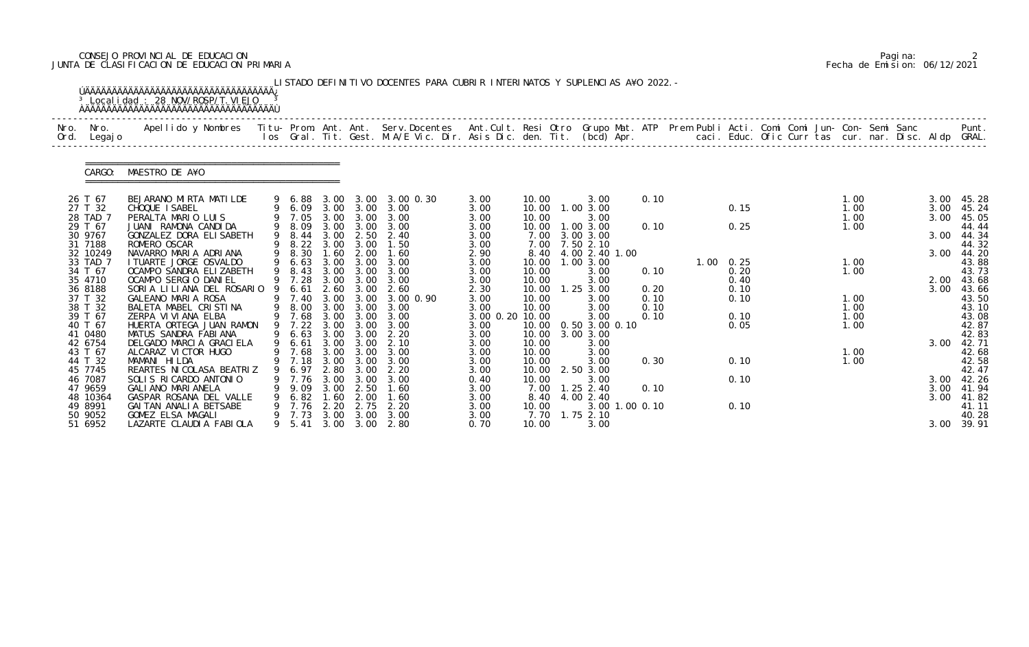CONSEJO PROVINCIAL DE EDUCACION
JUNTA DE CLASIFICACION DE EDUCACION PRIMARIA

Pagina: 2
Fecha de Emision: 06/12/2021

LISTADO DEFINITIVO DOCENTES PARA CUBRIR INTERINATOS Y SUPLENCIAS AÑO 2022.-

Localidad : 28 NOV/ROSP/T.VIEJO

CARGO: MAESTRO DE AÑO

| Nro. Ord. | Nro. Legajo | Apellido y Nombres | Titu- los | Prom. Gral. | Ant. Tit. | Ant. Gest. | Serv.Docentes M.A/E Vic. Dir. | Ant.Cult. Asis Dic. | Resi den. | Otro Tit. | Grupo Mat. (bcd) Apr. | ATP | Prem Publi caci. | Acti. Educ. | Comi Ofic | Comi Curr | Jun- tas | Con- cur. | Semi nar. | Sanc Disc. | Aldp | Punt. GRAL. |
|---|---|---|---|---|---|---|---|---|---|---|---|---|---|---|---|---|---|---|---|---|---|---|
| 26 | T 67 | BEJARANO MIRTA MATILDE | 9 | 6.88 | 3.00 | 3.00 | 3.00 0.30 | 3.00 | 10.00 | | 3.00 | 0.10 | | | | | | 1.00 | | | 3.00 | 45.28 |
| 27 | T 32 | CHOQUE ISABEL | 9 | 6.09 | 3.00 | 3.00 | 3.00 | 3.00 | 10.00 | 1.00 | 3.00 | | | 0.15 | | | | 1.00 | | | 3.00 | 45.24 |
| 28 | TAD 7 | PERALTA MARIO LUIS | 9 | 7.05 | 3.00 | 3.00 | 3.00 | 3.00 | 10.00 | | 3.00 | | | | | | | 1.00 | | | 3.00 | 45.05 |
| 29 | T 67 | JUANI RAMONA CANDIDA | 9 | 8.09 | 3.00 | 3.00 | 3.00 | 3.00 | 10.00 | 1.00 | 3.00 | 0.10 | | 0.25 | | | | 1.00 | | | | 44.44 |
| 30 | 9767 | GONZALEZ DORA ELISABETH | 9 | 8.44 | 3.00 | 2.50 | 2.40 | 3.00 | 7.00 | 3.00 | 3.00 | | | | | | | | | | 3.00 | 44.34 |
| 31 | 7188 | ROMERO OSCAR | 9 | 8.22 | 3.00 | 3.00 | 1.50 | 3.00 | 7.00 | 7.50 | 2.10 | | | | | | | | | | | 44.32 |
| 32 | 10249 | NAVARRO MARIA ADRIANA | 9 | 8.30 | 1.60 | 2.00 | 1.60 | 2.90 | 8.40 | 4.00 | 2.40 1.00 | | | | | | | | | | 3.00 | 44.20 |
| 33 | TAD 7 | ITUARTE JORGE OSVALDO | 9 | 6.63 | 3.00 | 3.00 | 3.00 | 3.00 | 10.00 | 1.00 | 3.00 | | 1.00 | 0.25 | | | | 1.00 | | | | 43.88 |
| 34 | T 67 | OCAMPO SANDRA ELIZABETH | 9 | 8.43 | 3.00 | 3.00 | 3.00 | 3.00 | 10.00 | | 3.00 | 0.10 | | 0.20 | | | | 1.00 | | | | 43.73 |
| 35 | 4710 | OCAMPO SERGIO DANIEL | 9 | 7.28 | 3.00 | 3.00 | 3.00 | 3.00 | 10.00 | | 3.00 | | | 0.40 | | | | | | | 2.00 | 43.68 |
| 36 | 8188 | SORIA LILIANA DEL ROSARIO | 9 | 6.61 | 2.60 | 3.00 | 2.60 | 2.30 | 10.00 | 1.25 | 3.00 | 0.20 | | 0.10 | | | | | | | 3.00 | 43.66 |
| 37 | T 32 | GALEANO MARIA ROSA | 9 | 7.40 | 3.00 | 3.00 | 3.00 0.90 | 3.00 | 10.00 | | 3.00 | 0.10 | | 0.10 | | | | 1.00 | | | | 43.50 |
| 38 | T 32 | BALETA MABEL CRISTINA | 9 | 8.00 | 3.00 | 3.00 | 3.00 | 3.00 | 10.00 | | 3.00 | 0.10 | | | | | | 1.00 | | | | 43.10 |
| 39 | T 67 | ZERPA VIVIANA ELBA | 9 | 7.68 | 3.00 | 3.00 | 3.00 | 3.00 0.20 | 10.00 | | 3.00 | 0.10 | | 0.10 | | | | 1.00 | | | | 43.08 |
| 40 | T 67 | HUERTA ORTEGA JUAN RAMON | 9 | 7.22 | 3.00 | 3.00 | 3.00 | 3.00 | 10.00 | 0.50 | 3.00 0.10 | | | 0.05 | | | | 1.00 | | | | 42.87 |
| 41 | 0480 | MATUS SANDRA FABIANA | 9 | 6.63 | 3.00 | 3.00 | 2.20 | 3.00 | 10.00 | 3.00 | 3.00 | | | | | | | | | | | 42.83 |
| 42 | 6754 | DELGADO MARCIA GRACIELA | 9 | 6.61 | 3.00 | 3.00 | 2.10 | 3.00 | 10.00 | | 3.00 | | | | | | | | | | 3.00 | 42.71 |
| 43 | T 67 | ALCARAZ VICTOR HUGO | 9 | 7.68 | 3.00 | 3.00 | 3.00 | 3.00 | 10.00 | | 3.00 | | | | | | | 1.00 | | | | 42.68 |
| 44 | T 32 | MAMANI HILDA | 9 | 7.18 | 3.00 | 3.00 | 3.00 | 3.00 | 10.00 | | 3.00 | 0.30 | | 0.10 | | | | 1.00 | | | | 42.58 |
| 45 | 7745 | REARTES NICOLASA BEATRIZ | 9 | 6.97 | 2.80 | 3.00 | 2.20 | 3.00 | 10.00 | 2.50 | 3.00 | | | | | | | | | | | 42.47 |
| 46 | 7087 | SOLIS RICARDO ANTONIO | 9 | 7.76 | 3.00 | 3.00 | 3.00 | 0.40 | 10.00 | | 3.00 | | | 0.10 | | | | | | | 3.00 | 42.26 |
| 47 | 9659 | GALIANO MARIANELA | 9 | 9.09 | 3.00 | 2.50 | 1.60 | 3.00 | 7.00 | 1.25 | 2.40 | 0.10 | | | | | | | | | 3.00 | 41.94 |
| 48 | 10364 | GASPAR ROSANA DEL VALLE | 9 | 6.82 | 1.60 | 2.00 | 1.60 | 3.00 | 8.40 | 4.00 | 2.40 | | | | | | | | | | 3.00 | 41.82 |
| 49 | 8991 | GAITAN ANALIA BETSABE | 9 | 7.76 | 2.20 | 2.75 | 2.20 | 3.00 | 10.00 | | 3.00 1.00 | 0.10 | | 0.10 | | | | | | | | 41.11 |
| 50 | 9052 | GOMEZ ELSA MAGALI | 9 | 7.73 | 3.00 | 3.00 | 3.00 | 3.00 | 7.70 | 1.75 | 2.10 | | | | | | | | | | | 40.28 |
| 51 | 6952 | LAZARTE CLAUDIA FABIOLA | 9 | 5.41 | 3.00 | 3.00 | 2.80 | 0.70 | 10.00 | | 3.00 | | | | | | | | | | 3.00 | 39.91 |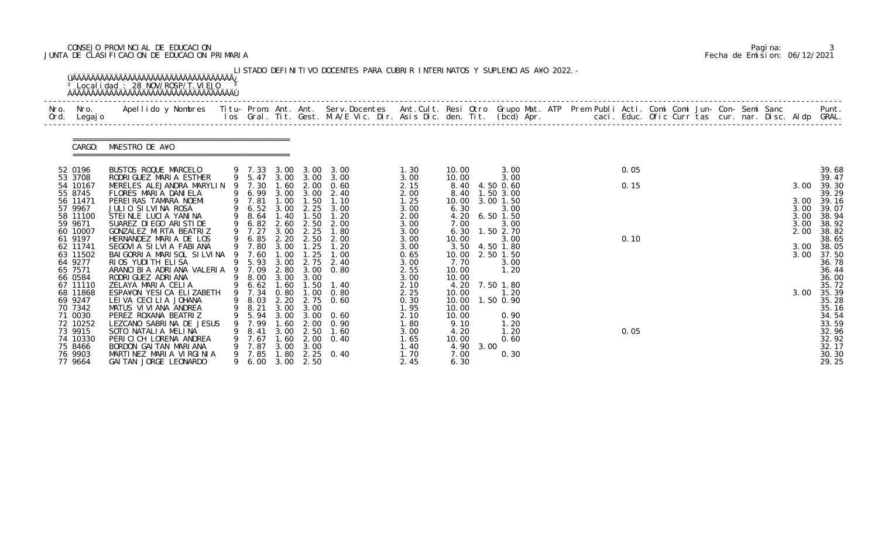CONSEJO PROVINCIAL DE EDUCACION
JUNTA DE CLASIFICACION DE EDUCACION PRIMARIA

LISTADO DEFINITIVO DOCENTES PARA CUBRIR INTERINATOS Y SUPLENCIAS A¥O 2022.-

Localidad : 28 NOV/ROSP/T.VIEJO

CARGO: MAESTRO DE A¥O

| Nro. Ord. | Nro. Legajo | Apellido y Nombres | Titu- los | Prom. Gral. | Ant. Tit. | Ant. Gest. | Serv.Docentes M.A/E Vic. Dir. | Ant.Cult. Asis Dic. | Resi den. | Otro Tit. | Grupo Mat. (bcd) | ATP Apr. | Prem Publi caci. | Acti. Educ. | Comi Ofic | Comi Curr | Jun- tas | Con- cur. | Semi nar. | Sanc Disc. | Aldp | Punt. GRAL. |
|---|---|---|---|---|---|---|---|---|---|---|---|---|---|---|---|---|---|---|---|---|---|---|
| 52 | 0196 | BUSTOS ROQUE MARCELO | 9 | 7.33 | 3.00 | 3.00 | 3.00 | 1.30 | 10.00 | | 3.00 | | | 0.05 | | | | | | | | 39.68 |
| 53 | 3708 | RODRIGUEZ MARIA ESTHER | 9 | 5.47 | 3.00 | 3.00 | 3.00 | 3.00 | 10.00 | | 3.00 | | | | | | | | | | | 39.47 |
| 54 | 10167 | MERELES ALEJANDRA MARYLIN | 9 | 7.30 | 1.60 | 2.00 | 0.60 | 2.15 | 8.40 | 4.50 | 0.60 | | | 0.15 | | | | | | | 3.00 | 39.30 |
| 55 | 8745 | FLORES MARIA DANIELA | 9 | 6.99 | 3.00 | 3.00 | 2.40 | 2.00 | 8.40 | 1.50 | 3.00 | | | | | | | | | | | 39.29 |
| 56 | 11471 | PEREIRAS TAMARA NOEMI | 9 | 7.81 | 1.00 | 1.50 | 1.10 | 1.25 | 10.00 | 3.00 | 1.50 | | | | | | | | | | 3.00 | 39.16 |
| 57 | 9967 | JULIO SILVINA ROSA | 9 | 6.52 | 3.00 | 2.25 | 3.00 | 3.00 | 6.30 | | 3.00 | | | | | | | | | | 3.00 | 39.07 |
| 58 | 11100 | STEINLE LUCIA YANINA | 9 | 8.64 | 1.40 | 1.50 | 1.20 | 2.00 | 4.20 | 6.50 | 1.50 | | | | | | | | | | 3.00 | 38.94 |
| 59 | 9671 | SUAREZ DIEGO ARISTIDE | 9 | 6.82 | 2.60 | 2.50 | 2.00 | 3.00 | 7.00 | | 3.00 | | | | | | | | | | 3.00 | 38.92 |
| 60 | 10007 | GONZALEZ MIRTA BEATRIZ | 9 | 7.27 | 3.00 | 2.25 | 1.80 | 3.00 | 6.30 | 1.50 | 2.70 | | | | | | | | | | 2.00 | 38.82 |
| 61 | 9197 | HERNANDEZ MARIA DE LOS | 9 | 6.85 | 2.20 | 2.50 | 2.00 | 3.00 | 10.00 | | 3.00 | | | 0.10 | | | | | | | | 38.65 |
| 62 | 11741 | SEGOVIA SILVIA FABIANA | 9 | 7.80 | 3.00 | 1.25 | 1.20 | 3.00 | 3.50 | 4.50 | 1.80 | | | | | | | | | | 3.00 | 38.05 |
| 63 | 11502 | BAIGORRIA MARISOL SILVINA | 9 | 7.60 | 1.00 | 1.25 | 1.00 | 0.65 | 10.00 | 2.50 | 1.50 | | | | | | | | | | 3.00 | 37.50 |
| 64 | 9277 | RIOS YUDITH ELISA | 9 | 5.93 | 3.00 | 2.75 | 2.40 | 3.00 | 7.70 | | 3.00 | | | | | | | | | | | 36.78 |
| 65 | 7571 | ARANCIBIA ADRIANA VALERIA | 9 | 7.09 | 2.80 | 3.00 | 0.80 | 2.55 | 10.00 | | 1.20 | | | | | | | | | | | 36.44 |
| 66 | 0584 | RODRIGUEZ ADRIANA | 9 | 8.00 | 3.00 | 3.00 | | 3.00 | 10.00 | | | | | | | | | | | | | 36.00 |
| 67 | 11110 | ZELAYA MARIA CELIA | 9 | 6.62 | 1.60 | 1.50 | 1.40 | 2.10 | 4.20 | 7.50 | 1.80 | | | | | | | | | | | 35.72 |
| 68 | 11868 | ESPA¥ON YESICA ELIZABETH | 9 | 7.34 | 0.80 | 1.00 | 0.80 | 2.25 | 10.00 | | 1.20 | | | | | | | | | | 3.00 | 35.39 |
| 69 | 9247 | LEIVA CECILIA JOHANA | 9 | 8.03 | 2.20 | 2.75 | 0.60 | 0.30 | 10.00 | 1.50 | 0.90 | | | | | | | | | | | 35.28 |
| 70 | 7342 | MATUS VIVIANA ANDREA | 9 | 8.21 | 3.00 | 3.00 | | 1.95 | 10.00 | | | | | | | | | | | | | 35.16 |
| 71 | 0030 | PEREZ ROXANA BEATRIZ | 9 | 5.94 | 3.00 | 3.00 | 0.60 | 2.10 | 10.00 | | 0.90 | | | | | | | | | | | 34.54 |
| 72 | 10252 | LEZCANO SABRINA DE JESUS | 9 | 7.99 | 1.60 | 2.00 | 0.90 | 1.80 | 9.10 | | 1.20 | | | | | | | | | | | 33.59 |
| 73 | 9915 | SOTO NATALIA MELINA | 9 | 8.41 | 3.00 | 2.50 | 1.60 | 3.00 | 4.20 | | 1.20 | | | 0.05 | | | | | | | | 32.96 |
| 74 | 10330 | PERICICH LORENA ANDREA | 9 | 7.67 | 1.60 | 2.00 | 0.40 | 1.65 | 10.00 | | 0.60 | | | | | | | | | | | 32.92 |
| 75 | 8466 | BORDON GAITAN MARIANA | 9 | 7.87 | 3.00 | 3.00 | | 1.40 | 4.90 | 3.00 | | | | | | | | | | | | 32.17 |
| 76 | 9903 | MARTINEZ MARIA VIRGINIA | 9 | 7.85 | 1.80 | 2.25 | 0.40 | 1.70 | 7.00 | | 0.30 | | | | | | | | | | | 30.30 |
| 77 | 9664 | GAITAN JORGE LEONARDO | 9 | 6.00 | 3.00 | 2.50 | | 2.45 | 6.30 | | | | | | | | | | | | | 29.25 |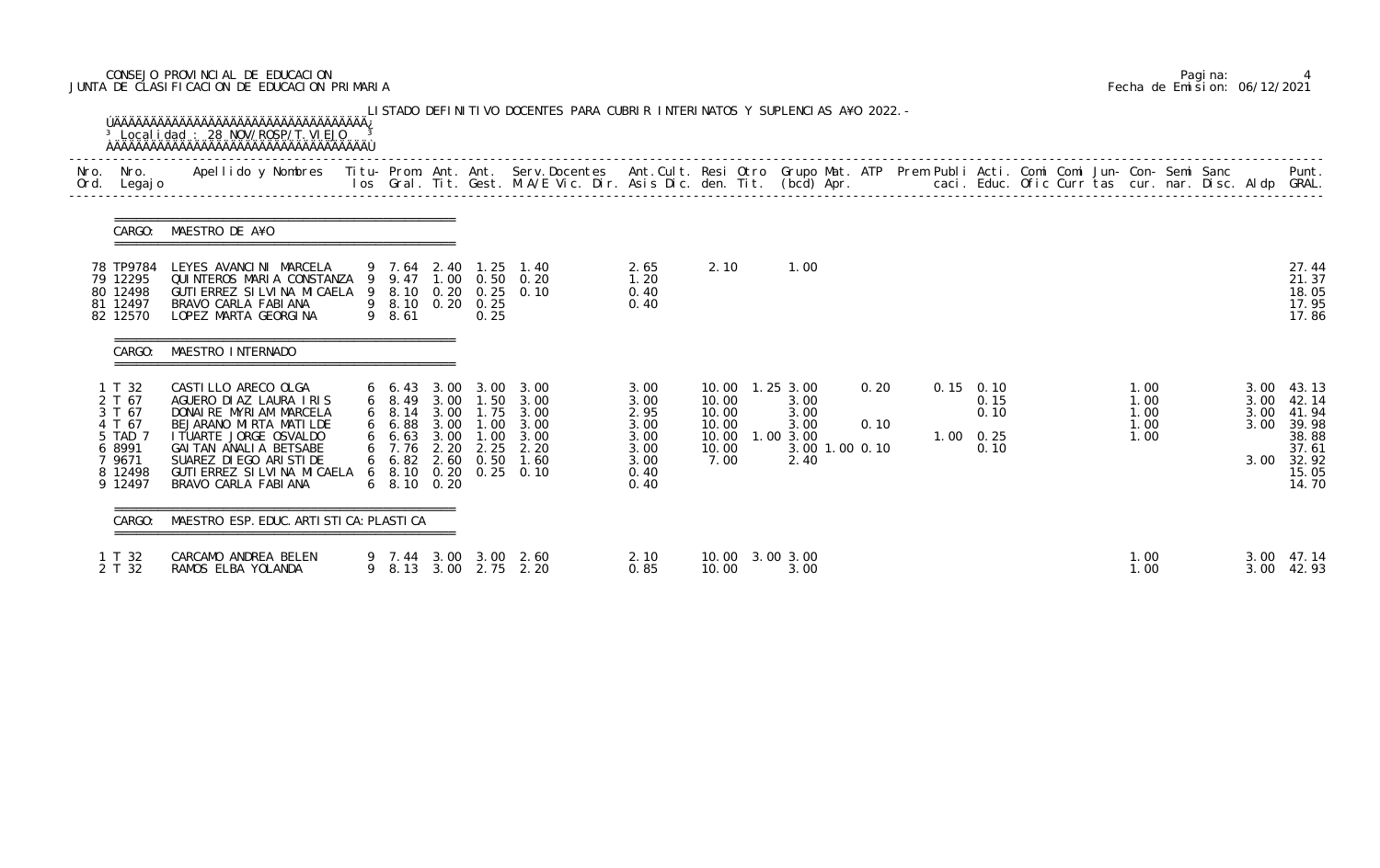CONSEJO PROVINCIAL DE EDUCACION
JUNTA DE CLASIFICACION DE EDUCACION PRIMARIA

Pagina: 4
Fecha de Emision: 06/12/2021

LISTADO DEFINITIVO DOCENTES PARA CUBRIR INTERINATOS Y SUPLENCIAS A¥O 2022.-

Localidad : 28 NOV/ROSP/T.VIEJO

| Nro. Ord. | Nro. Legajo | Apellido y Nombres | Titu-los | Prom. Gral. | Ant. Tit. | Ant. Gest. | Serv.Docentes M.A/E Vic. Dir. | Ant.Cult. Asis Dic. | Resi den. | Otro Tit. | Grupo Mat. (bcd) | ATP Apr. | Prem Publi caci. | Acti. Educ. | Comi Ofic | Comi Curr | Jun-tas | Con-cur. | Semi nar. | Sanc Disc. | Aldp | Punt. GRAL. |
|---|---|---|---|---|---|---|---|---|---|---|---|---|---|---|---|---|---|---|---|---|---|---|
| **CARGO: MAESTRO DE A¥O** | | | | | | | | | | | | | | | | | | | | | | |
| 78 | TP9784 | LEYES AVANCINI MARCELA | 9 | 7.64 | 2.40 | 1.25 | 1.40 | 2.65 | 2.10 | | 1.00 | | | | | | | | | | | 27.44 |
| 79 | 12295 | QUINTEROS MARIA CONSTANZA | 9 | 9.47 | 1.00 | 0.50 | 0.20 | 1.20 | | | | | | | | | | | | | | 21.37 |
| 80 | 12498 | GUTIERREZ SILVINA MICAELA | 9 | 8.10 | 0.20 | 0.25 | 0.10 | 0.40 | | | | | | | | | | | | | | 18.05 |
| 81 | 12497 | BRAVO CARLA FABIANA | 9 | 8.10 | 0.20 | 0.25 | | 0.40 | | | | | | | | | | | | | | 17.95 |
| 82 | 12570 | LOPEZ MARTA GEORGINA | 9 | 8.61 | | 0.25 | | | | | | | | | | | | | | | | 17.86 |
| **CARGO: MAESTRO INTERNADO** | | | | | | | | | | | | | | | | | | | | | | |
| 1 | T 32 | CASTILLO ARECO OLGA | 6 | 6.43 | 3.00 | 3.00 | 3.00 | 3.00 | 10.00 | 1.25 | 3.00 | 0.20 | 0.15 | 0.10 | | | | 1.00 | | | 3.00 | 43.13 |
| 2 | T 67 | AGUERO DIAZ LAURA IRIS | 6 | 8.49 | 3.00 | 1.50 | 3.00 | 3.00 | 10.00 | | 3.00 | | | 0.15 | | | | 1.00 | | | 3.00 | 42.14 |
| 3 | T 67 | DONAIRE MYRIAM MARCELA | 6 | 8.14 | 3.00 | 1.75 | 3.00 | 2.95 | 10.00 | | 3.00 | | | 0.10 | | | | 1.00 | | | 3.00 | 41.94 |
| 4 | T 67 | BEJARANO MIRTA MATILDE | 6 | 6.88 | 3.00 | 1.00 | 3.00 | 3.00 | 10.00 | | 3.00 | 0.10 | | | | | | 1.00 | | | 3.00 | 39.98 |
| 5 | TAD 7 | ITUARTE JORGE OSVALDO | 6 | 6.63 | 3.00 | 1.00 | 3.00 | 3.00 | 10.00 | 1.00 | 3.00 | | 1.00 | 0.25 | | | | 1.00 | | | | 38.88 |
| 6 | 8991 | GAITAN ANALIA BETSABE | 6 | 7.76 | 2.20 | 2.25 | 2.20 | 3.00 | 10.00 | | 3.00 1.00 | 0.10 | | 0.10 | | | | | | | | 37.61 |
| 7 | 9671 | SUAREZ DIEGO ARISTIDE | 6 | 6.82 | 2.60 | 0.50 | 1.60 | 3.00 | 7.00 | | 2.40 | | | | | | | | | | 3.00 | 32.92 |
| 8 | 12498 | GUTIERREZ SILVINA MICAELA | 6 | 8.10 | 0.20 | 0.25 | 0.10 | 0.40 | | | | | | | | | | | | | | 15.05 |
| 9 | 12497 | BRAVO CARLA FABIANA | 6 | 8.10 | 0.20 | | | 0.40 | | | | | | | | | | | | | | 14.70 |
| **CARGO: MAESTRO ESP. EDUC. ARTISTICA: PLASTICA** | | | | | | | | | | | | | | | | | | | | | | |
| 1 | T 32 | CARCAMO ANDREA BELEN | 9 | 7.44 | 3.00 | 3.00 | 2.60 | 2.10 | 10.00 | 3.00 | 3.00 | | | | | | | 1.00 | | | 3.00 | 47.14 |
| 2 | T 32 | RAMOS ELBA YOLANDA | 9 | 8.13 | 3.00 | 2.75 | 2.20 | 0.85 | 10.00 | | 3.00 | | | | | | | 1.00 | | | 3.00 | 42.93 |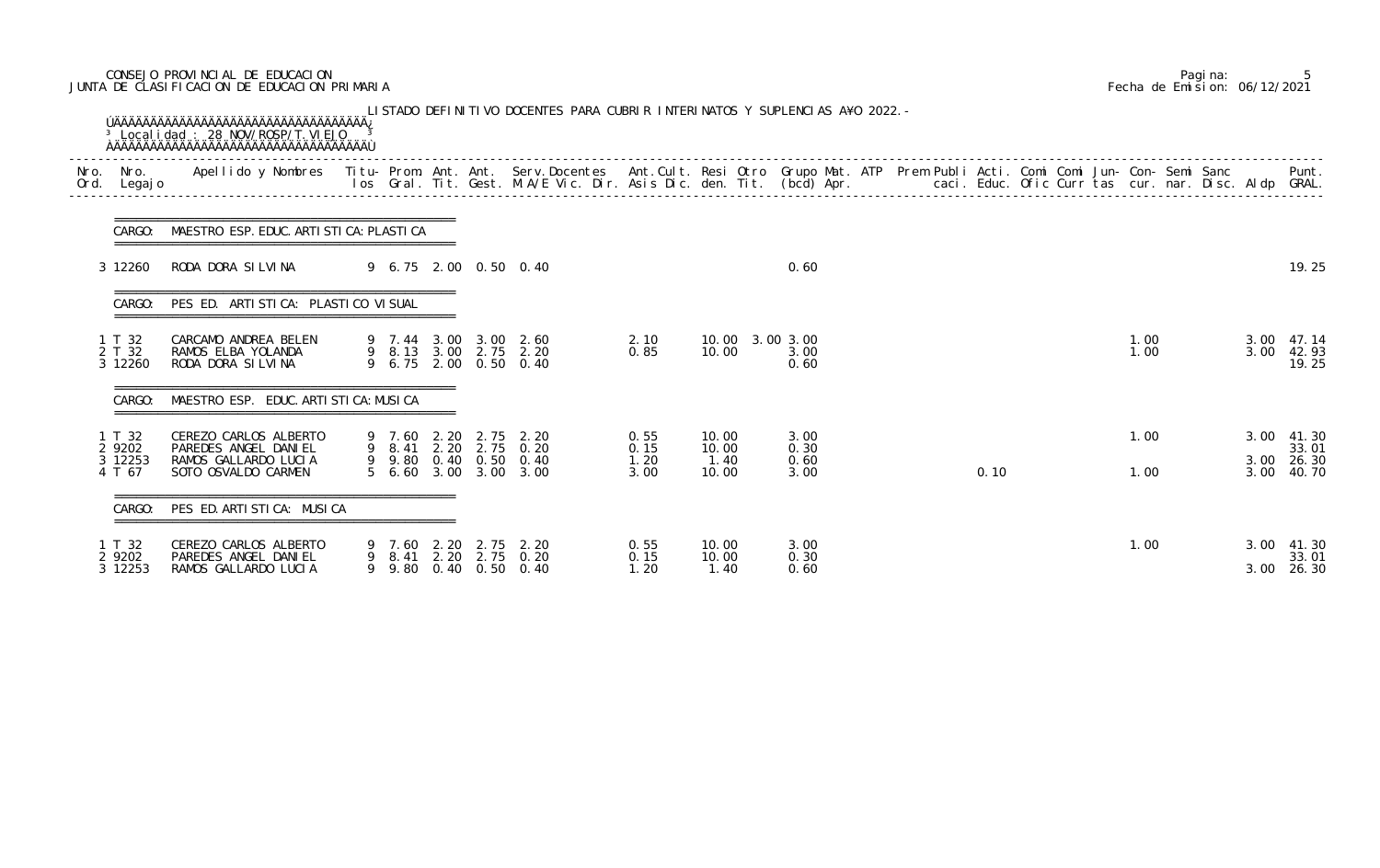CONSEJO PROVINCIAL DE EDUCACION
JUNTA DE CLASIFICACION DE EDUCACION PRIMARIA

Fecha de Emision: 06/12/2021

LISTADO DEFINITIVO DOCENTES PARA CUBRIR INTERINATOS Y SUPLENCIAS A¥O 2022.-

Localidad : 28 NOV/ROSP/T.VIEJO

| Nro. Ord. | Nro. Legajo | Apellido y Nombres | Titu- los | Prom. Gral. | Ant. Tit. | Ant. Gest. | Serv.Docentes M.A/E Vic. Dir. | Ant.Cult. Asis Dic. | Resi den. | Otro Tit. | Grupo Mat. (bcd) Apr. | ATP | Prem Publi caci. | Acti. Educ. | Comi Ofic | Comi Curr | Jun- tas | Con- cur. | Semi nar. | Sanc Disc. | Aldp | Punt. GRAL. |
|---|---|---|---|---|---|---|---|---|---|---|---|---|---|---|---|---|---|---|---|---|---|---|
| **CARGO: MAESTRO ESP. EDUC. ARTISTICA: PLASTICA** | | | | | | | | | | | | | | | | | | | | | | |
| 3 | 12260 | RODA DORA SILVINA | 9 | 6.75 | 2.00 | 0.50 | 0.40 | | | | 0.60 | | | | | | | | | | | 19.25 |
| **CARGO: PES ED. ARTISTICA: PLASTICO VISUAL** | | | | | | | | | | | | | | | | | | | | | | |
| 1 | T 32 | CARCAMO ANDREA BELEN | 9 | 7.44 | 3.00 | 3.00 | 2.60 | 2.10 | 10.00 | 3.00 | 3.00 | | | | | | | 1.00 | | | 3.00 | 47.14 |
| 2 | T 32 | RAMOS ELBA YOLANDA | 9 | 8.13 | 3.00 | 2.75 | 2.20 | 0.85 | 10.00 | | 3.00 | | | | | | | 1.00 | | | 3.00 | 42.93 |
| 3 | 12260 | RODA DORA SILVINA | 9 | 6.75 | 2.00 | 0.50 | 0.40 | | | | 0.60 | | | | | | | | | | | 19.25 |
| **CARGO: MAESTRO ESP. EDUC. ARTISTICA: MUSICA** | | | | | | | | | | | | | | | | | | | | | | |
| 1 | T 32 | CEREZO CARLOS ALBERTO | 9 | 7.60 | 2.20 | 2.75 | 2.20 | 0.55 | 10.00 | | 3.00 | | | | | | | 1.00 | | | 3.00 | 41.30 |
| 2 | 9202 | PAREDES ANGEL DANIEL | 9 | 8.41 | 2.20 | 2.75 | 0.20 | 0.15 | 10.00 | | 0.30 | | | | | | | | | | | 33.01 |
| 3 | 12253 | RAMOS GALLARDO LUCIA | 9 | 9.80 | 0.40 | 0.50 | 0.40 | 1.20 | 1.40 | | 0.60 | | | | | | | | | | 3.00 | 26.30 |
| 4 | T 67 | SOTO OSVALDO CARMEN | 5 | 6.60 | 3.00 | 3.00 | 3.00 | 3.00 | 10.00 | | 3.00 | | | 0.10 | | | | 1.00 | | | 3.00 | 40.70 |
| **CARGO: PES ED.ARTISTICA: MUSICA** | | | | | | | | | | | | | | | | | | | | | | |
| 1 | T 32 | CEREZO CARLOS ALBERTO | 9 | 7.60 | 2.20 | 2.75 | 2.20 | 0.55 | 10.00 | | 3.00 | | | | | | | 1.00 | | | 3.00 | 41.30 |
| 2 | 9202 | PAREDES ANGEL DANIEL | 9 | 8.41 | 2.20 | 2.75 | 0.20 | 0.15 | 10.00 | | 0.30 | | | | | | | | | | | 33.01 |
| 3 | 12253 | RAMOS GALLARDO LUCIA | 9 | 9.80 | 0.40 | 0.50 | 0.40 | 1.20 | 1.40 | | 0.60 | | | | | | | | | | 3.00 | 26.30 |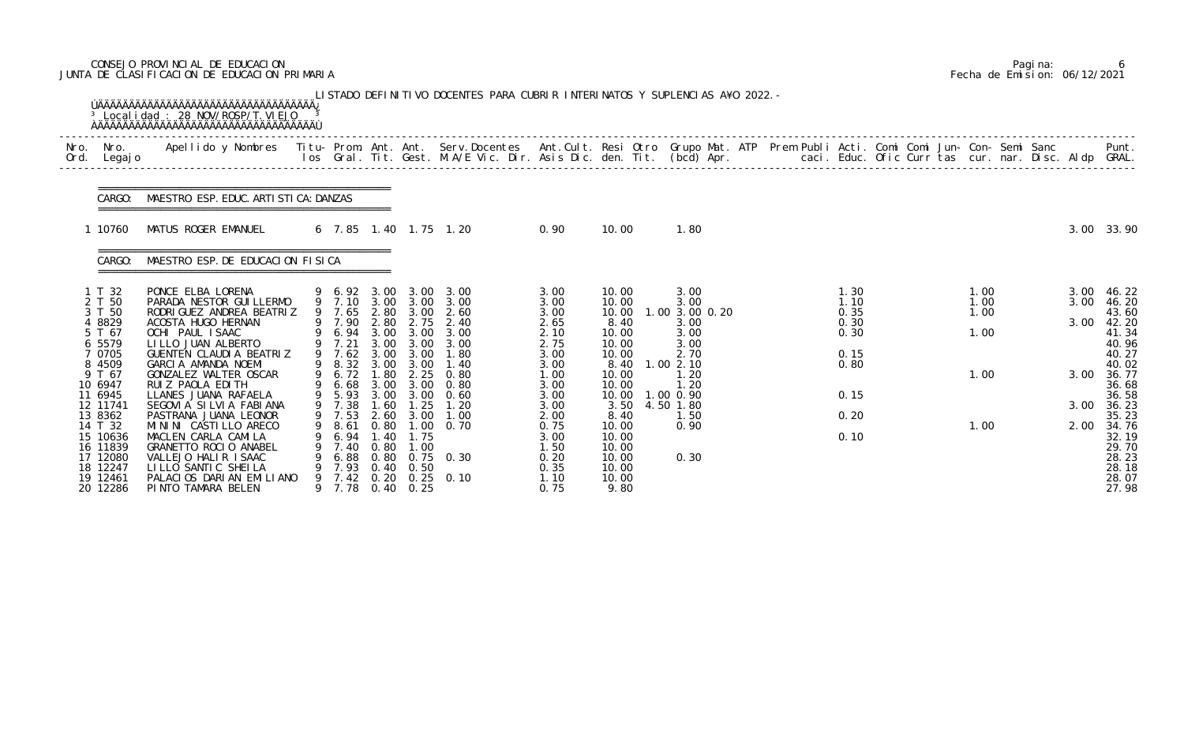CONSEJO PROVINCIAL DE EDUCACION
JUNTA DE CLASIFICACION DE EDUCACION PRIMARIA

Pagina: 6
Fecha de Emision: 06/12/2021

LISTADO DEFINITIVO DOCENTES PARA CUBRIR INTERINATOS Y SUPLENCIAS AÑO 2022.-

Localidad : 28 NOV/ROSP/T.VIEJO

CARGO: MAESTRO ESP. EDUC. ARTISTICA: DANZAS

| Nro. Ord. | Nro. Legajo | Apellido y Nombres | Titu-los | Prom. Gral. | Ant. Tit. | Ant. Gest. | Serv.Docentes M.A/E Vic. Dir. | Ant.Cult. Asis Dic. | Resi den. | Otro Tit. | Grupo Mat. (bcd) | ATP Apr. | Prem | Publi caci. | Acti. Educ. | Comi Ofic | Comi Curr | Jun-tas | Con-cur. | Semi nar. | Sanc Disc. | Aldp | Punt. GRAL. |
|---|---|---|---|---|---|---|---|---|---|---|---|---|---|---|---|---|---|---|---|---|---|---|---|
| 1 | 10760 | MATUS ROGER EMANUEL | 6 | 7.85 | 1.40 | 1.75 | 1.20 | 0.90 | 10.00 | | 1.80 | | | | | | | | | | | 3.00 | 33.90 |

CARGO: MAESTRO ESP. DE EDUCACION FISICA

| Nro. Ord. | Nro. Legajo | Apellido y Nombres | Titu-los | Prom. Gral. | Ant. Tit. | Ant. Gest. | Serv.Docentes M.A/E Vic. Dir. | Ant.Cult. Asis Dic. | Resi den. | Otro Tit. | Grupo Mat. (bcd) | ATP Apr. | Prem | Publi caci. | Acti. Educ. | Comi Ofic | Comi Curr | Jun-tas | Con-cur. | Semi nar. | Sanc Disc. | Aldp | Punt. GRAL. |
|---|---|---|---|---|---|---|---|---|---|---|---|---|---|---|---|---|---|---|---|---|---|---|---|
| 1 | T 32 | PONCE ELBA LORENA | 9 | 6.92 | 3.00 | 3.00 | 3.00 | 3.00 | 10.00 | | 3.00 | | | | 1.30 | | | | 1.00 | | | 3.00 | 46.22 |
| 2 | T 50 | PARADA NESTOR GUILLERMO | 9 | 7.10 | 3.00 | 3.00 | 3.00 | 3.00 | 10.00 | | 3.00 | | | | 1.10 | | | | 1.00 | | | 3.00 | 46.20 |
| 3 | T 50 | RODRIGUEZ ANDREA BEATRIZ | 9 | 7.65 | 2.80 | 3.00 | 2.60 | 3.00 | 10.00 | 1.00 | 3.00 0.20 | | | | 0.35 | | | | 1.00 | | | | 43.60 |
| 4 | 8829 | ACOSTA HUGO HERNAN | 9 | 7.90 | 2.80 | 2.75 | 2.40 | 2.65 | 8.40 | | 3.00 | | | | 0.30 | | | | | | | 3.00 | 42.20 |
| 5 | T 67 | OCHI PAUL ISAAC | 9 | 6.94 | 3.00 | 3.00 | 3.00 | 2.10 | 10.00 | | 3.00 | | | | 0.30 | | | | 1.00 | | | | 41.34 |
| 6 | 5579 | LILLO JUAN ALBERTO | 9 | 7.21 | 3.00 | 3.00 | 3.00 | 2.75 | 10.00 | | 3.00 | | | | | | | | | | | | 40.96 |
| 7 | 0705 | GUENTEN CLAUDIA BEATRIZ | 9 | 7.62 | 3.00 | 3.00 | 1.80 | 3.00 | 10.00 | | 2.70 | | | | 0.15 | | | | | | | | 40.27 |
| 8 | 4509 | GARCIA AMANDA NOEMI | 9 | 8.32 | 3.00 | 3.00 | 1.40 | 3.00 | 8.40 | 1.00 | 2.10 | | | | 0.80 | | | | | | | | 40.02 |
| 9 | T 67 | GONZALEZ WALTER OSCAR | 9 | 6.72 | 1.80 | 2.25 | 0.80 | 1.00 | 10.00 | | 1.20 | | | | | | | | 1.00 | | | 3.00 | 36.77 |
| 10 | 6947 | RUIZ PAOLA EDITH | 9 | 6.68 | 3.00 | 3.00 | 0.80 | 3.00 | 10.00 | | 1.20 | | | | | | | | | | | | 36.68 |
| 11 | 6945 | LLANES JUANA RAFAELA | 9 | 5.93 | 3.00 | 3.00 | 0.60 | 3.00 | 10.00 | 1.00 | 0.90 | | | | 0.15 | | | | | | | | 36.58 |
| 12 | 11741 | SEGOVIA SILVIA FABIANA | 9 | 7.38 | 1.60 | 1.25 | 1.20 | 3.00 | 3.50 | 4.50 | 1.80 | | | | | | | | | | | 3.00 | 36.23 |
| 13 | 8362 | PASTRANA JUANA LEONOR | 9 | 7.53 | 2.60 | 3.00 | 1.00 | 2.00 | 8.40 | | 1.50 | | | | 0.20 | | | | | | | | 35.23 |
| 14 | T 32 | MININI CASTILLO ARECO | 9 | 8.61 | 0.80 | 1.00 | 0.70 | 0.75 | 10.00 | | 0.90 | | | | | | | | 1.00 | | | 2.00 | 34.76 |
| 15 | 10636 | MACLEN CARLA CAMILA | 9 | 6.94 | 1.40 | 1.75 | | 3.00 | 10.00 | | | | | | 0.10 | | | | | | | | 32.19 |
| 16 | 11839 | GRANETTO ROCIO ANABEL | 9 | 7.40 | 0.80 | 1.00 | | 1.50 | 10.00 | | | | | | | | | | | | | | 29.70 |
| 17 | 12080 | VALLEJO HALIR ISAAC | 9 | 6.88 | 0.80 | 0.75 | 0.30 | 0.20 | 10.00 | | 0.30 | | | | | | | | | | | | 28.23 |
| 18 | 12247 | LILLO SANTIC SHEILA | 9 | 7.93 | 0.40 | 0.50 | | 0.35 | 10.00 | | | | | | | | | | | | | | 28.18 |
| 19 | 12461 | PALACIOS DARIAN EMILIANO | 9 | 7.42 | 0.20 | 0.25 | 0.10 | 1.10 | 10.00 | | | | | | | | | | | | | | 28.07 |
| 20 | 12286 | PINTO TAMARA BELEN | 9 | 7.78 | 0.40 | 0.25 | | 0.75 | 9.80 | | | | | | | | | | | | | | 27.98 |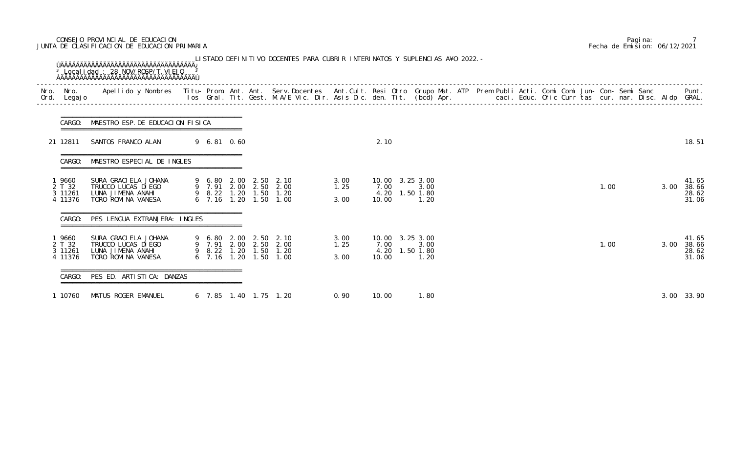CONSEJO PROVINCIAL DE EDUCACION
JUNTA DE CLASIFICACION DE EDUCACION PRIMARIA

Pagina: 7
Fecha de Emision: 06/12/2021

LISTADO DEFINITIVO DOCENTES PARA CUBRIR INTERINATOS Y SUPLENCIAS AÑO 2022.-

Localidad : 28 NOV/ROSP/T.VIEJO

| Nro. Ord. | Nro. Legajo | Apellido y Nombres | Titu-los | Prom. Gral. | Ant. Tit. | Ant. Gest. | Serv.Docentes M.A/E Vic. Dir. | Ant.Cult. Asis Dic. | Resi den. | Otro Tit. | Grupo (bcd) | Mat. Apr. | ATP | Prem | Publi caci. | Acti. Educ. | Comi Ofic | Comi Curr | Jun- tas | Con- cur. | Semi nar. | Sanc Disc. | Aldp | Punt. GRAL. |
|---|---|---|---|---|---|---|---|---|---|---|---|---|---|---|---|---|---|---|---|---|---|---|---|---|
| **CARGO: MAESTRO ESP. DE EDUCACION FISICA** | | | | | | | | | | | | | | | | | | | | | | | | |
| 21 | 12811 | SANTOS FRANCO ALAN | 9 | 6.81 | 0.60 | | | | 2.10 | | | | | | | | | | | | | | | 18.51 |
| **CARGO: MAESTRO ESPECIAL DE INGLES** | | | | | | | | | | | | | | | | | | | | | | | | |
| 1 | 9660 | SURA GRACIELA JOHANA | 9 | 6.80 | 2.00 | 2.50 | 2.10 | 3.00 | 10.00 | 3.25 | 3.00 | | | | | | | | | | | | | 41.65 |
| 2 | T 32 | TRUCCO LUCAS DIEGO | 9 | 7.91 | 2.00 | 2.50 | 2.00 | 1.25 | 7.00 | | 3.00 | | | | | | | | | 1.00 | | | 3.00 | 38.66 |
| 3 | 11261 | LUNA JIMENA ANAHI | 9 | 8.22 | 1.20 | 1.50 | 1.20 | | 4.20 | 1.50 | 1.80 | | | | | | | | | | | | | 28.62 |
| 4 | 11376 | TORO ROMINA VANESA | 6 | 7.16 | 1.20 | 1.50 | 1.00 | 3.00 | 10.00 | | 1.20 | | | | | | | | | | | | | 31.06 |
| **CARGO: PES LENGUA EXTRANJERA: INGLES** | | | | | | | | | | | | | | | | | | | | | | | | |
| 1 | 9660 | SURA GRACIELA JOHANA | 9 | 6.80 | 2.00 | 2.50 | 2.10 | 3.00 | 10.00 | 3.25 | 3.00 | | | | | | | | | | | | | 41.65 |
| 2 | T 32 | TRUCCO LUCAS DIEGO | 9 | 7.91 | 2.00 | 2.50 | 2.00 | 1.25 | 7.00 | | 3.00 | | | | | | | | | 1.00 | | | 3.00 | 38.66 |
| 3 | 11261 | LUNA JIMENA ANAHI | 9 | 8.22 | 1.20 | 1.50 | 1.20 | | 4.20 | 1.50 | 1.80 | | | | | | | | | | | | | 28.62 |
| 4 | 11376 | TORO ROMINA VANESA | 6 | 7.16 | 1.20 | 1.50 | 1.00 | 3.00 | 10.00 | | 1.20 | | | | | | | | | | | | | 31.06 |
| **CARGO: PES ED. ARTISTICA: DANZAS** | | | | | | | | | | | | | | | | | | | | | | | | |
| 1 | 10760 | MATUS ROGER EMANUEL | 6 | 7.85 | 1.40 | 1.75 | 1.20 | 0.90 | 10.00 | | 1.80 | | | | | | | | | | | | 3.00 | 33.90 |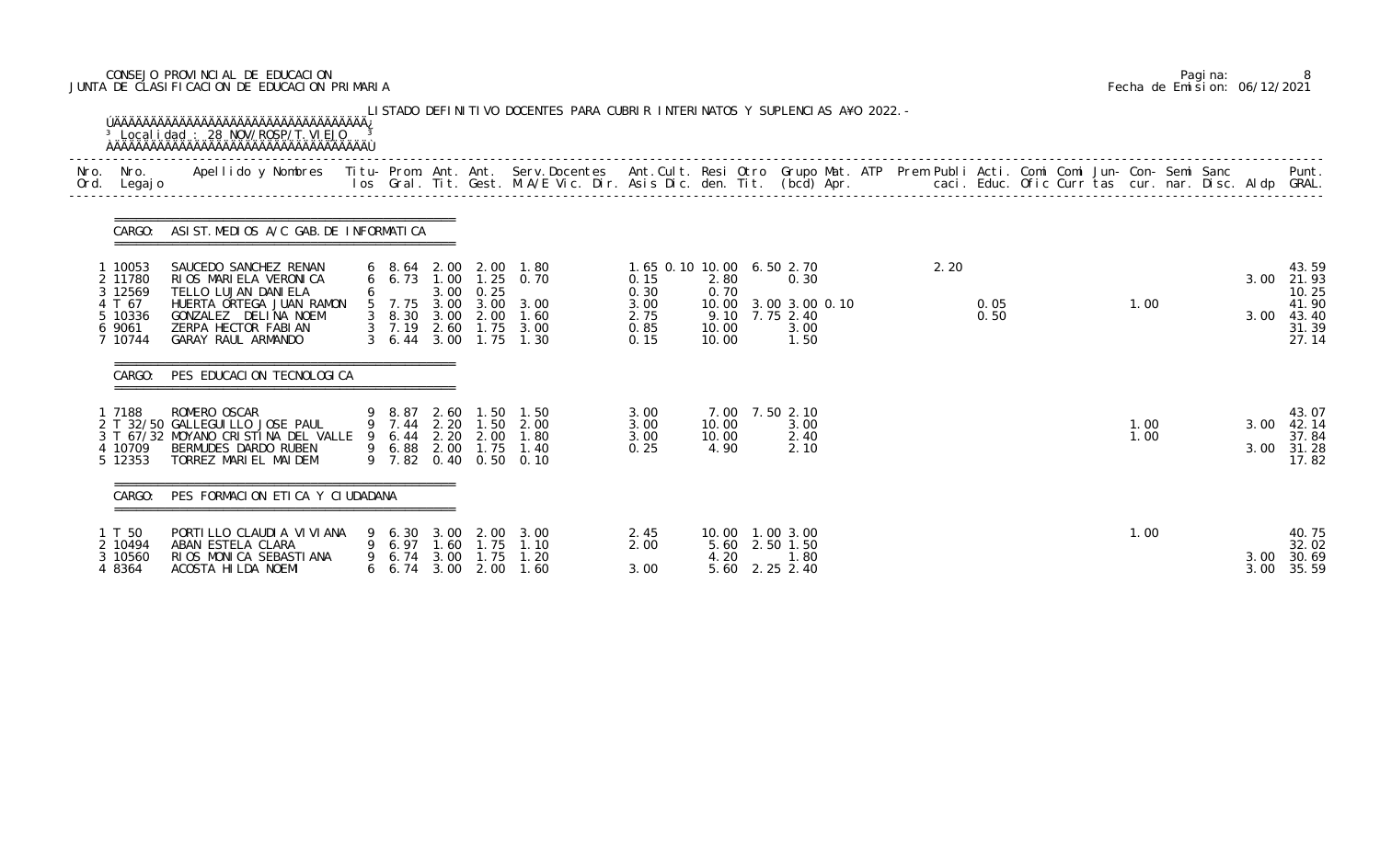CONSEJO PROVINCIAL DE EDUCACION
JUNTA DE CLASIFICACION DE EDUCACION PRIMARIA

Fecha de Emision: 06/12/2021

LISTADO DEFINITIVO DOCENTES PARA CUBRIR INTERINATOS Y SUPLENCIAS A¥O 2022.-

Localidad : 28 NOV/ROSP/T.VIEJO

| Nro. Ord. | Nro. Legajo | Apellido y Nombres | Titu- los | Prom. Gral. | Ant. Tit. | Ant. Gest. | Serv.Docentes M.A/E Vic. Dir. | Ant.Cult. Asis Dic. | Resi den. | Otro Tit. | Grupo Mat. (bcd) | ATP Apr. | Prem | Publi caci. | Acti. Educ. | Comi Ofic | Comi Curr | Jun- tas | Con- cur. | Semi nar. | Sanc Disc. | Aldp | Punt. GRAL. |
|---|---|---|---|---|---|---|---|---|---|---|---|---|---|---|---|---|---|---|---|---|---|---|---|
| **CARGO: ASIST.MEDIOS A/C GAB.DE INFORMATICA** | | | | | | | | | | | | | | | | | | | | | | | |
| 1 | 10053 | SAUCEDO SANCHEZ RENAN | 6 | 8.64 | 2.00 | 2.00 | 1.80 | 1.65 0.10 | 10.00 | 6.50 | 2.70 | | 2.20 | | | | | | | | | | 43.59 |
| 2 | 11780 | RIOS MARIELA VERONICA | 6 | 6.73 | 1.00 | 1.25 | 0.70 | 0.15 | 2.80 | | 0.30 | | | | | | | | | | | 3.00 | 21.93 |
| 3 | 12569 | TELLO LUJAN DANIELA | 6 | | 3.00 | 0.25 | | 0.30 | 0.70 | | | | | | | | | | | | | | 10.25 |
| 4 | T 67 | HUERTA ORTEGA JUAN RAMON | 5 | 7.75 | 3.00 | 3.00 | 3.00 | 3.00 | 10.00 | 3.00 | 3.00 0.10 | | | | 0.05 | | | | 1.00 | | | | 41.90 |
| 5 | 10336 | GONZALEZ DELINA NOEM | 3 | 8.30 | 3.00 | 2.00 | 1.60 | 2.75 | 9.10 | 7.75 | 2.40 | | | | 0.50 | | | | | | | 3.00 | 43.40 |
| 6 | 9061 | ZERPA HECTOR FABIAN | 3 | 7.19 | 2.60 | 1.75 | 3.00 | 0.85 | 10.00 | | 3.00 | | | | | | | | | | | | 31.39 |
| 7 | 10744 | GARAY RAUL ARMANDO | 3 | 6.44 | 3.00 | 1.75 | 1.30 | 0.15 | 10.00 | | 1.50 | | | | | | | | | | | | 27.14 |
| **CARGO: PES EDUCACION TECNOLOGICA** | | | | | | | | | | | | | | | | | | | | | | | |
| 1 | 7188 | ROMERO OSCAR | 9 | 8.87 | 2.60 | 1.50 | 1.50 | 3.00 | 7.00 | 7.50 | 2.10 | | | | | | | | | | | | 43.07 |
| 2 | T 32/50 | GALLEGUILLO JOSE PAUL | 9 | 7.44 | 2.20 | 1.50 | 2.00 | 3.00 | 10.00 | | 3.00 | | | | | | | | 1.00 | | | 3.00 | 42.14 |
| 3 | T 67/32 | MOYANO CRISTINA DEL VALLE | 9 | 6.44 | 2.20 | 2.00 | 1.80 | 3.00 | 10.00 | | 2.40 | | | | | | | | 1.00 | | | | 37.84 |
| 4 | 10709 | BERMUDES DARDO RUBEN | 9 | 6.88 | 2.00 | 1.75 | 1.40 | 0.25 | 4.90 | | 2.10 | | | | | | | | | | | 3.00 | 31.28 |
| 5 | 12353 | TORREZ MARIEL MAIDEM | 9 | 7.82 | 0.40 | 0.50 | 0.10 | | | | | | | | | | | | | | | | 17.82 |
| **CARGO: PES FORMACION ETICA Y CIUDADANA** | | | | | | | | | | | | | | | | | | | | | | | |
| 1 | T 50 | PORTILLO CLAUDIA VIVIANA | 9 | 6.30 | 3.00 | 2.00 | 3.00 | 2.45 | 10.00 | 1.00 | 3.00 | | | | | | | | 1.00 | | | | 40.75 |
| 2 | 10494 | ABAN ESTELA CLARA | 9 | 6.97 | 1.60 | 1.75 | 1.10 | 2.00 | 5.60 | 2.50 | 1.50 | | | | | | | | | | | | 32.02 |
| 3 | 10560 | RIOS MONICA SEBASTIANA | 9 | 6.74 | 3.00 | 1.75 | 1.20 | | 4.20 | | 1.80 | | | | | | | | | | | 3.00 | 30.69 |
| 4 | 8364 | ACOSTA HILDA NOEMI | 6 | 6.74 | 3.00 | 2.00 | 1.60 | 3.00 | 5.60 | 2.25 | 2.40 | | | | | | | | | | | 3.00 | 35.59 |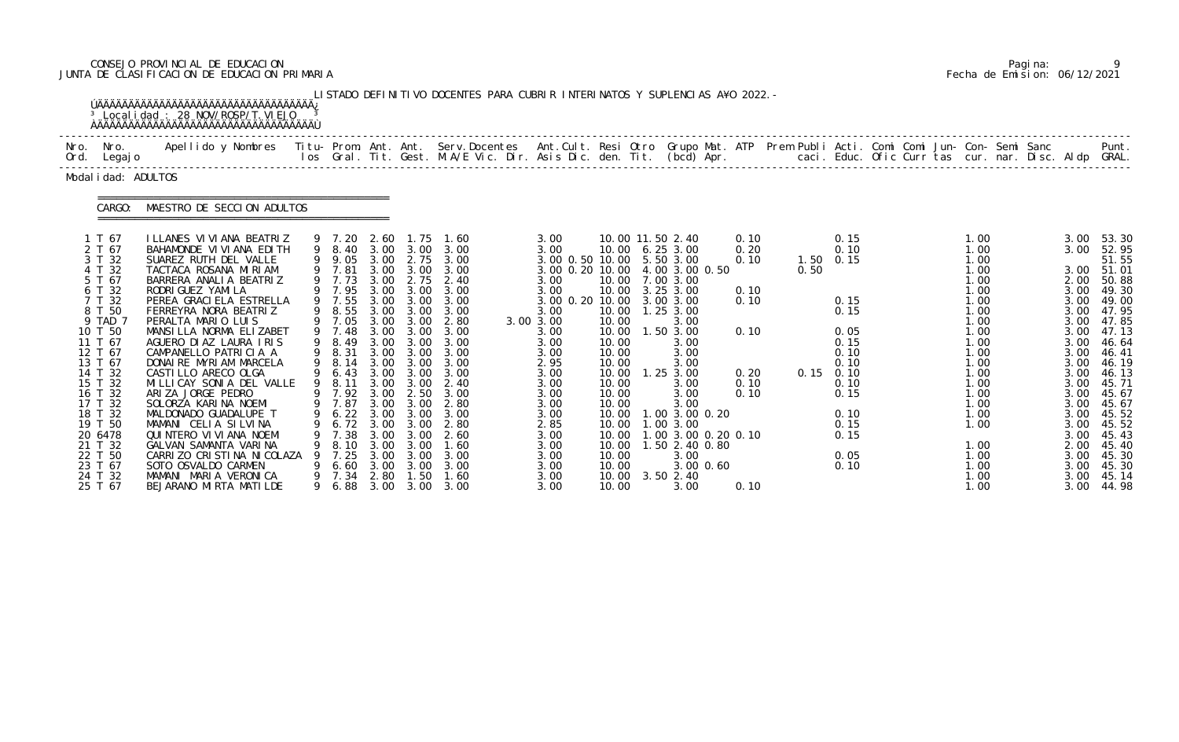CONSEJO PROVINCIAL DE EDUCACION
JUNTA DE CLASIFICACION DE EDUCACION PRIMARIA

Fecha de Emision: 06/12/2021

LISTADO DEFINITIVO DOCENTES PARA CUBRIR INTERINATOS Y SUPLENCIAS A¥O 2022.-

Localidad : 28 NOV/ROSP/T.VIEJO

Modalidad: ADULTOS

CARGO: MAESTRO DE SECCION ADULTOS

| Nro. Ord. | Nro. Legajo | Apellido y Nombres | Titu- los | Prom. Gral. | Ant. Tit. | Ant. Gest. | Serv.Docentes M.A/E Vic. Dir. | Ant.Cult. Asis Dic. | Resi den. | Otro Tit. | Grupo Mat. (bcd) | ATP Apr. | Prem Publi caci. | Acti. Educ. | Comi Ofic | Comi Curr | Jun- tas | Con- cur. | Semi nar. | Sanc Disc. | Aldp | Punt. GRAL. |
|---|---|---|---|---|---|---|---|---|---|---|---|---|---|---|---|---|---|---|---|---|---|---|
| 1 | T 67 | ILLANES VIVIANA BEATRIZ | 9 | 7.20 | 2.60 | 1.75 | 1.60 | 3.00 | 10.00 | 11.50 | 2.40 | 0.10 | | 0.15 | | | | 1.00 | | | 3.00 | 53.30 |
| 2 | T 67 | BAHAMONDE VIVIANA EDITH | 9 | 8.40 | 3.00 | 3.00 | 3.00 | 3.00 | 10.00 | 6.25 | 3.00 | 0.20 | | 0.10 | | | | 1.00 | | | 3.00 | 52.95 |
| 3 | T 32 | SUAREZ RUTH DEL VALLE | 9 | 9.05 | 3.00 | 2.75 | 3.00 | 3.00 0.50 | 10.00 | 5.50 | 3.00 | 0.10 | 1.50 | 0.15 | | | | 1.00 | | | | 51.55 |
| 4 | T 32 | TACTACA ROSANA MIRIAM | 9 | 7.81 | 3.00 | 3.00 | 3.00 | 3.00 0.20 | 10.00 | 4.00 | 3.00 0.50 | | 0.50 | | | | | 1.00 | | | 3.00 | 51.01 |
| 5 | T 67 | BARRERA ANALIA BEATRIZ | 9 | 7.73 | 3.00 | 2.75 | 2.40 | 3.00 | 10.00 | 7.00 | 3.00 | | | | | | | 1.00 | | | 2.00 | 50.88 |
| 6 | T 32 | RODRIGUEZ YAMILA | 9 | 7.95 | 3.00 | 3.00 | 3.00 | 3.00 | 10.00 | 3.25 | 3.00 | 0.10 | | | | | | 1.00 | | | 3.00 | 49.30 |
| 7 | T 32 | PEREA GRACIELA ESTRELLA | 9 | 7.55 | 3.00 | 3.00 | 3.00 | 3.00 0.20 | 10.00 | 3.00 | 3.00 | 0.10 | | 0.15 | | | | 1.00 | | | 3.00 | 49.00 |
| 8 | T 50 | FERREYRA NORA BEATRIZ | 9 | 8.55 | 3.00 | 3.00 | 3.00 | 3.00 | 10.00 | 1.25 | 3.00 | | | 0.15 | | | | 1.00 | | | 3.00 | 47.95 |
| 9 | TAD 7 | PERALTA MARIO LUIS | 9 | 7.05 | 3.00 | 3.00 | 2.80 | 3.00 3.00 | 10.00 | | 3.00 | | | | | | | 1.00 | | | 3.00 | 47.85 |
| 10 | T 50 | MANSILLA NORMA ELIZABET | 9 | 7.48 | 3.00 | 3.00 | 3.00 | 3.00 | 10.00 | 1.50 | 3.00 | 0.10 | | 0.05 | | | | 1.00 | | | 3.00 | 47.13 |
| 11 | T 67 | AGUERO DIAZ LAURA IRIS | 9 | 8.49 | 3.00 | 3.00 | 3.00 | 3.00 | 10.00 | | 3.00 | | | 0.15 | | | | 1.00 | | | 3.00 | 46.64 |
| 12 | T 67 | CAMPANELLO PATRICIA A | 9 | 8.31 | 3.00 | 3.00 | 3.00 | 3.00 | 10.00 | | 3.00 | | | 0.10 | | | | 1.00 | | | 3.00 | 46.41 |
| 13 | T 67 | DONAIRE MYRIAM MARCELA | 9 | 8.14 | 3.00 | 3.00 | 3.00 | 2.95 | 10.00 | | 3.00 | | | 0.10 | | | | 1.00 | | | 3.00 | 46.19 |
| 14 | T 32 | CASTILLO ARECO OLGA | 9 | 6.43 | 3.00 | 3.00 | 3.00 | 3.00 | 10.00 | 1.25 | 3.00 | 0.20 | 0.15 | 0.10 | | | | 1.00 | | | 3.00 | 46.13 |
| 15 | T 32 | MILLICAY SONIA DEL VALLE | 9 | 8.11 | 3.00 | 3.00 | 2.40 | 3.00 | 10.00 | | 3.00 | 0.10 | | 0.10 | | | | 1.00 | | | 3.00 | 45.71 |
| 16 | T 32 | ARIZA JORGE PEDRO | 9 | 7.92 | 3.00 | 2.50 | 3.00 | 3.00 | 10.00 | | 3.00 | 0.10 | | 0.15 | | | | 1.00 | | | 3.00 | 45.67 |
| 17 | T 32 | SOLORZA KARINA NOEMI | 9 | 7.87 | 3.00 | 3.00 | 2.80 | 3.00 | 10.00 | | 3.00 | | | | | | | 1.00 | | | 3.00 | 45.67 |
| 18 | T 32 | MALDONADO GUADALUPE T | 9 | 6.22 | 3.00 | 3.00 | 3.00 | 3.00 | 10.00 | 1.00 | 3.00 0.20 | | | 0.10 | | | | 1.00 | | | 3.00 | 45.52 |
| 19 | T 50 | MAMANI CELIA SILVINA | 9 | 6.72 | 3.00 | 3.00 | 2.80 | 2.85 | 10.00 | 1.00 | 3.00 | | | 0.15 | | | | 1.00 | | | 3.00 | 45.52 |
| 20 | 6478 | QUINTERO VIVIANA NOEMI | 9 | 7.38 | 3.00 | 3.00 | 2.60 | 3.00 | 10.00 | 1.00 | 3.00 0.20 | 0.10 | | 0.15 | | | | | | | 3.00 | 45.43 |
| 21 | T 32 | GALVAN SAMANTA VARINA | 9 | 8.10 | 3.00 | 3.00 | 1.60 | 3.00 | 10.00 | 1.50 | 2.40 0.80 | | | | | | | 1.00 | | | 2.00 | 45.40 |
| 22 | T 50 | CARRIZO CRISTINA NICOLAZA | 9 | 7.25 | 3.00 | 3.00 | 3.00 | 3.00 | 10.00 | | 3.00 | | | 0.05 | | | | 1.00 | | | 3.00 | 45.30 |
| 23 | T 67 | SOTO OSVALDO CARMEN | 9 | 6.60 | 3.00 | 3.00 | 3.00 | 3.00 | 10.00 | | 3.00 0.60 | | | 0.10 | | | | 1.00 | | | 3.00 | 45.30 |
| 24 | T 32 | MAMANI MARIA VERONICA | 9 | 7.34 | 2.80 | 1.50 | 1.60 | 3.00 | 10.00 | 3.50 | 2.40 | | | | | | | 1.00 | | | 3.00 | 45.14 |
| 25 | T 67 | BEJARANO MIRTA MATILDE | 9 | 6.88 | 3.00 | 3.00 | 3.00 | 3.00 | 10.00 | | 3.00 | 0.10 | | | | | | 1.00 | | | 3.00 | 44.98 |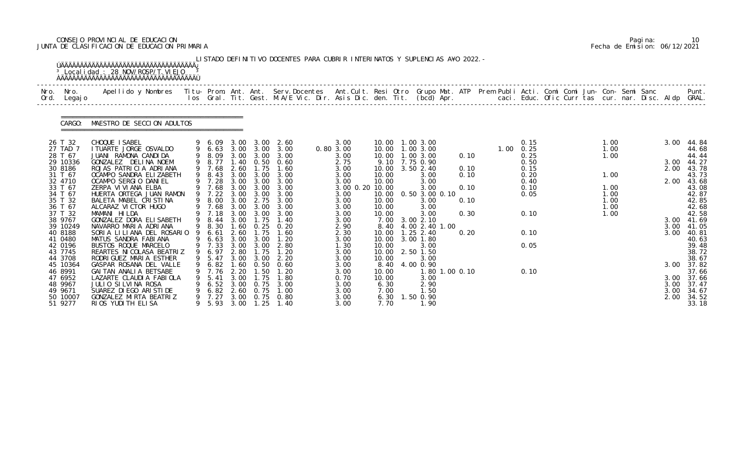CONSEJO PROVINCIAL DE EDUCACION
JUNTA DE CLASIFICACION DE EDUCACION PRIMARIA

LISTADO DEFINITIVO DOCENTES PARA CUBRIR INTERINATOS Y SUPLENCIAS AÑO 2022.-

Localidad : 28 NOV/ROSP/T.VIEJO

CARGO: MAESTRO DE SECCION ADULTOS

| Nro. Ord. | Nro. Legajo | Apellido y Nombres | Titu- los | Prom. Gral. | Ant. Tit. | Ant. Gest. | Serv.Docentes M.A/E Vic. Dir. | Ant.Cult. Asis Dic. | Resi den. | Otro Tit. | Grupo Mat. (bcd) | ATP Apr. | Prem Publi caci. | Acti. Educ. | Comi Ofic | Comi Curr | Jun- tas | Con- cur. | Semi nar. | Sanc Disc. | Aldp | Punt. GRAL. |
|---|---|---|---|---|---|---|---|---|---|---|---|---|---|---|---|---|---|---|---|---|---|---|
| 26 | T 32 | CHOQUE ISABEL | 9 | 6.09 | 3.00 | 3.00 | 2.60 | 3.00 | 10.00 | 1.00 | 3.00 | | | 0.15 | | | 1.00 | | | | 3.00 | 44.84 |
| 27 | TAD 7 | ITUARTE JORGE OSVALDO | 9 | 6.63 | 3.00 | 3.00 | 3.00 | 0.80 3.00 | 10.00 | 1.00 | 3.00 | | 1.00 | 0.25 | | | 1.00 | | | | | 44.68 |
| 28 | T 67 | JUANI RAMONA CANDIDA | 9 | 8.09 | 3.00 | 3.00 | 3.00 | 3.00 | 10.00 | 1.00 | 3.00 | 0.10 | | 0.25 | | | 1.00 | | | | | 44.44 |
| 29 | 10336 | GONZALEZ DELINA NOEM | 9 | 8.77 | 1.40 | 0.50 | 0.60 | 2.75 | 9.10 | 7.75 | 0.90 | | | 0.50 | | | | | | | 3.00 | 44.27 |
| 30 | 8186 | ROJAS PATRICIA ADRIANA | 9 | 7.68 | 2.60 | 1.75 | 1.60 | 3.00 | 10.00 | 3.50 | 2.40 | 0.10 | | 0.15 | | | | | | | 2.00 | 43.78 |
| 31 | T 67 | OCAMPO SANDRA ELIZABETH | 9 | 8.43 | 3.00 | 3.00 | 3.00 | 3.00 | 10.00 | | 3.00 | 0.10 | | 0.20 | | | 1.00 | | | | | 43.73 |
| 32 | 4710 | OCAMPO SERGIO DANIEL | 9 | 7.28 | 3.00 | 3.00 | 3.00 | 3.00 | 10.00 | | 3.00 | | | 0.40 | | | | | | | 2.00 | 43.68 |
| 33 | T 67 | ZERPA VIVIANA ELBA | 9 | 7.68 | 3.00 | 3.00 | 3.00 | 3.00 0.20 | 10.00 | | 3.00 | 0.10 | | 0.10 | | | 1.00 | | | | | 43.08 |
| 34 | T 67 | HUERTA ORTEGA JUAN RAMON | 9 | 7.22 | 3.00 | 3.00 | 3.00 | 3.00 | 10.00 | 0.50 | 3.00 0.10 | | | 0.05 | | | 1.00 | | | | | 42.87 |
| 35 | T 32 | BALETA MABEL CRISTINA | 9 | 8.00 | 3.00 | 2.75 | 3.00 | 3.00 | 10.00 | | 3.00 | 0.10 | | | | | 1.00 | | | | | 42.85 |
| 36 | T 67 | ALCARAZ VICTOR HUGO | 9 | 7.68 | 3.00 | 3.00 | 3.00 | 3.00 | 10.00 | | 3.00 | | | | | | 1.00 | | | | | 42.68 |
| 37 | T 32 | MAMANI HILDA | 9 | 7.18 | 3.00 | 3.00 | 3.00 | 3.00 | 10.00 | | 3.00 | 0.30 | | 0.10 | | | 1.00 | | | | | 42.58 |
| 38 | 9767 | GONZALEZ DORA ELISABETH | 9 | 8.44 | 3.00 | 1.75 | 1.40 | 3.00 | 7.00 | 3.00 | 2.10 | | | | | | | | | | 3.00 | 41.69 |
| 39 | 10249 | NAVARRO MARIA ADRIANA | 9 | 8.30 | 1.60 | 0.25 | 0.20 | 2.90 | 8.40 | 4.00 | 2.40 1.00 | | | | | | | | | | 3.00 | 41.05 |
| 40 | 8188 | SORIA LILIANA DEL ROSARIO | 9 | 6.61 | 2.60 | 1.75 | 1.60 | 2.30 | 10.00 | 1.25 | 2.40 | 0.20 | | 0.10 | | | | | | | 3.00 | 40.81 |
| 41 | 0480 | MATUS SANDRA FABIANA | 9 | 6.63 | 3.00 | 3.00 | 1.20 | 3.00 | 10.00 | 3.00 | 1.80 | | | | | | | | | | | 40.63 |
| 42 | 0196 | BUSTOS ROQUE MARCELO | 9 | 7.33 | 3.00 | 3.00 | 2.80 | 1.30 | 10.00 | | 3.00 | | | 0.05 | | | | | | | | 39.48 |
| 43 | 7745 | REARTES NICOLASA BEATRIZ | 9 | 6.97 | 2.80 | 1.75 | 1.20 | 3.00 | 10.00 | 2.50 | 1.50 | | | | | | | | | | | 38.72 |
| 44 | 3708 | RODRIGUEZ MARIA ESTHER | 9 | 5.47 | 3.00 | 3.00 | 2.20 | 3.00 | 10.00 | | 3.00 | | | | | | | | | | | 38.67 |
| 45 | 10364 | GASPAR ROSANA DEL VALLE | 9 | 6.82 | 1.60 | 0.50 | 0.60 | 3.00 | 8.40 | 4.00 | 0.90 | | | | | | | | | | 3.00 | 37.82 |
| 46 | 8991 | GAITAN ANALIA BETSABE | 9 | 7.76 | 2.20 | 1.50 | 1.20 | 3.00 | 10.00 | | 1.80 1.00 0.10 | | | 0.10 | | | | | | | | 37.66 |
| 47 | 6952 | LAZARTE CLAUDIA FABIOLA | 9 | 5.41 | 3.00 | 1.75 | 1.80 | 0.70 | 10.00 | | 3.00 | | | | | | | | | | 3.00 | 37.66 |
| 48 | 9967 | JULIO SILVINA ROSA | 9 | 6.52 | 3.00 | 0.75 | 3.00 | 3.00 | 6.30 | | 2.90 | | | | | | | | | | 3.00 | 37.47 |
| 49 | 9671 | SUAREZ DIEGO ARISTIDE | 9 | 6.82 | 2.60 | 0.75 | 1.00 | 3.00 | 7.00 | | 1.50 | | | | | | | | | | 3.00 | 34.67 |
| 50 | 10007 | GONZALEZ MIRTA BEATRIZ | 9 | 7.27 | 3.00 | 0.75 | 0.80 | 3.00 | 6.30 | 1.50 | 0.90 | | | | | | | | | | 2.00 | 34.52 |
| 51 | 9277 | RIOS YUDITH ELISA | 9 | 5.93 | 3.00 | 1.25 | 1.40 | 3.00 | 7.70 | | 1.90 | | | | | | | | | | | 33.18 |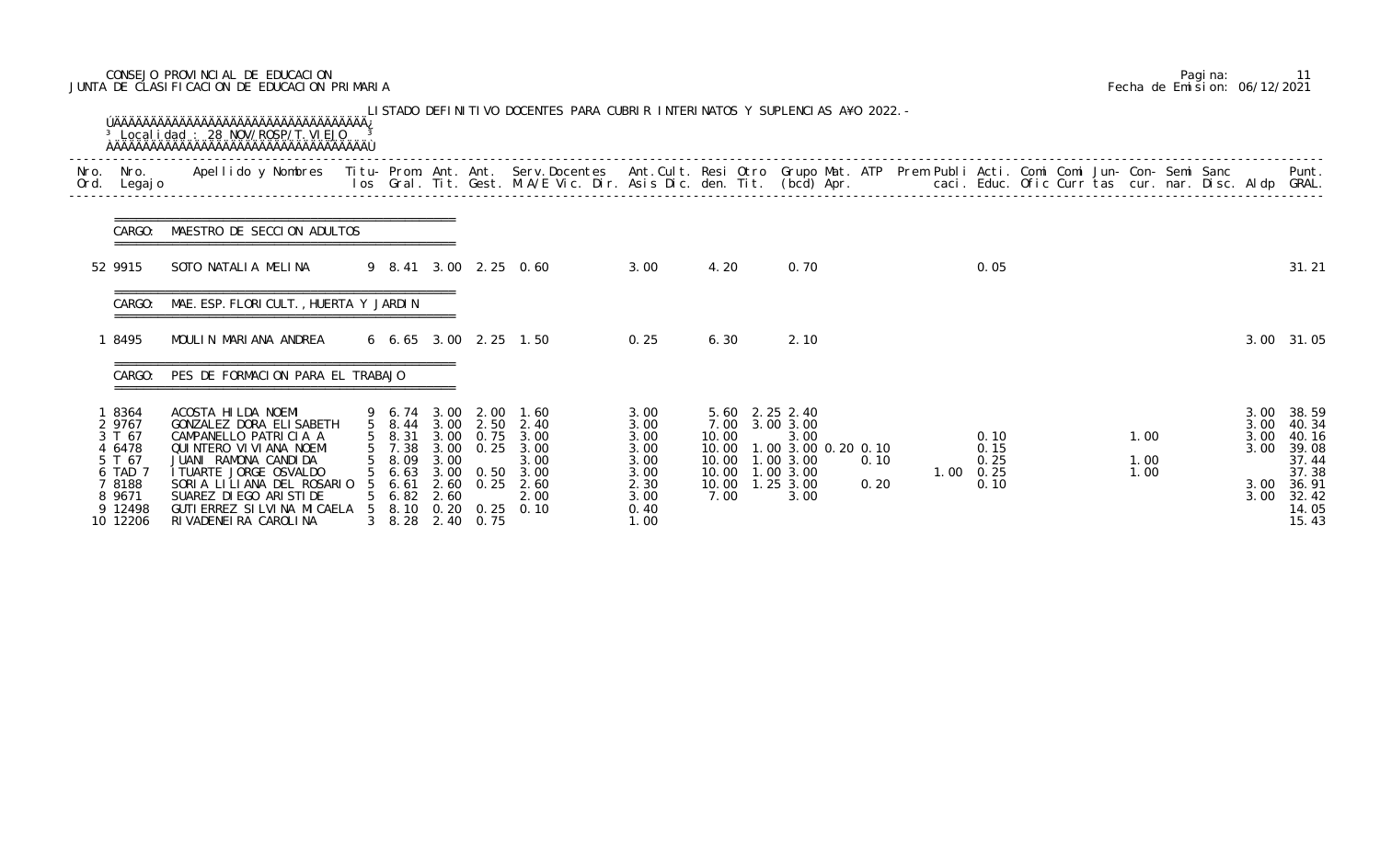CONSEJO PROVINCIAL DE EDUCACION
JUNTA DE CLASIFICACION DE EDUCACION PRIMARIA

Pagina: 11
Fecha de Emision: 06/12/2021

LISTADO DEFINITIVO DOCENTES PARA CUBRIR INTERINATOS Y SUPLENCIAS AÑO 2022.-

Localidad : 28 NOV/ROSP/T.VIEJO

| Nro. Ord. | Nro. Legajo | Apellido y Nombres | Titulos | Prom. Gral. | Ant. Tit. | Ant. Gest. | Serv. Docentes M.A/E Vic. Dir. | Ant. Cult. Asis Dic. | Resi den. | Otro Tit. | Grupo Mat. (bcd) | ATP Apr. | Prem | Publi caci. | Acti. Educ. | Comi Ofic | Comi Curr | Jun- tas | Con- cur. | Semi nar. | Sanc Disc. | Aldp | Punt. GRAL. |
|---|---|---|---|---|---|---|---|---|---|---|---|---|---|---|---|---|---|---|---|---|---|---|---|
| **CARGO: MAESTRO DE SECCION ADULTOS** | | | | | | | | | | | | | | | | | | | | | | | |
| 52 | 9915 | SOTO NATALIA MELINA | 9 | 8.41 | 3.00 | 2.25 | 0.60 | 3.00 | 4.20 | | 0.70 | | | | 0.05 | | | | | | | | 31.21 |
| **CARGO: MAE. ESP. FLORICULT., HUERTA Y JARDIN** | | | | | | | | | | | | | | | | | | | | | | | |
| 1 | 8495 | MOULIN MARIANA ANDREA | 6 | 6.65 | 3.00 | 2.25 | 1.50 | 0.25 | 6.30 | | 2.10 | | | | | | | | | | | 3.00 | 31.05 |
| **CARGO: PES DE FORMACION PARA EL TRABAJO** | | | | | | | | | | | | | | | | | | | | | | | |
| 1 | 8364 | ACOSTA HILDA NOEMI | 9 | 6.74 | 3.00 | 2.00 | 1.60 | 3.00 | 5.60 | 2.25 | 2.40 | | | | | | | | | | | 3.00 | 38.59 |
| 2 | 9767 | GONZALEZ DORA ELISABETH | 5 | 8.44 | 3.00 | 2.50 | 2.40 | 3.00 | 7.00 | 3.00 | 3.00 | | | | | | | | | | | 3.00 | 40.34 |
| 3 | T 67 | CAMPANELLO PATRICIA A | 5 | 8.31 | 3.00 | 0.75 | 3.00 | 3.00 | 10.00 | | 3.00 | | | | 0.10 | | | 1.00 | | | | 3.00 | 40.16 |
| 4 | 6478 | QUINTERO VIVIANA NOEMI | 5 | 7.38 | 3.00 | 0.25 | 3.00 | 3.00 | 10.00 | 1.00 | 3.00 | 0.20 | 0.10 | | 0.15 | | | | | | | 3.00 | 39.08 |
| 5 | T 67 | JUANI RAMONA CANDIDA | 5 | 8.09 | 3.00 | | 3.00 | 3.00 | 10.00 | 1.00 | 3.00 | | 0.10 | | 0.25 | | | 1.00 | | | | | 37.44 |
| 6 | TAD 7 | ITUARTE JORGE OSVALDO | 5 | 6.63 | 3.00 | 0.50 | 3.00 | 3.00 | 10.00 | 1.00 | 3.00 | | | 1.00 | 0.25 | | | 1.00 | | | | | 37.38 |
| 7 | 8188 | SORIA LILIANA DEL ROSARIO | 5 | 6.61 | 2.60 | 0.25 | 2.60 | 2.30 | 10.00 | 1.25 | 3.00 | | 0.20 | | 0.10 | | | | | | | 3.00 | 36.91 |
| 8 | 9671 | SUAREZ DIEGO ARISTIDE | 5 | 6.82 | 2.60 | | 2.00 | 3.00 | 7.00 | | 3.00 | | | | | | | | | | | 3.00 | 32.42 |
| 9 | 12498 | GUTIERREZ SILVINA MICAELA | 5 | 8.10 | 0.20 | 0.25 | 0.10 | 0.40 | | | | | | | | | | | | | | | 14.05 |
| 10 | 12206 | RIVADENEIRA CAROLINA | 3 | 8.28 | 2.40 | 0.75 | | 1.00 | | | | | | | | | | | | | | | 15.43 |